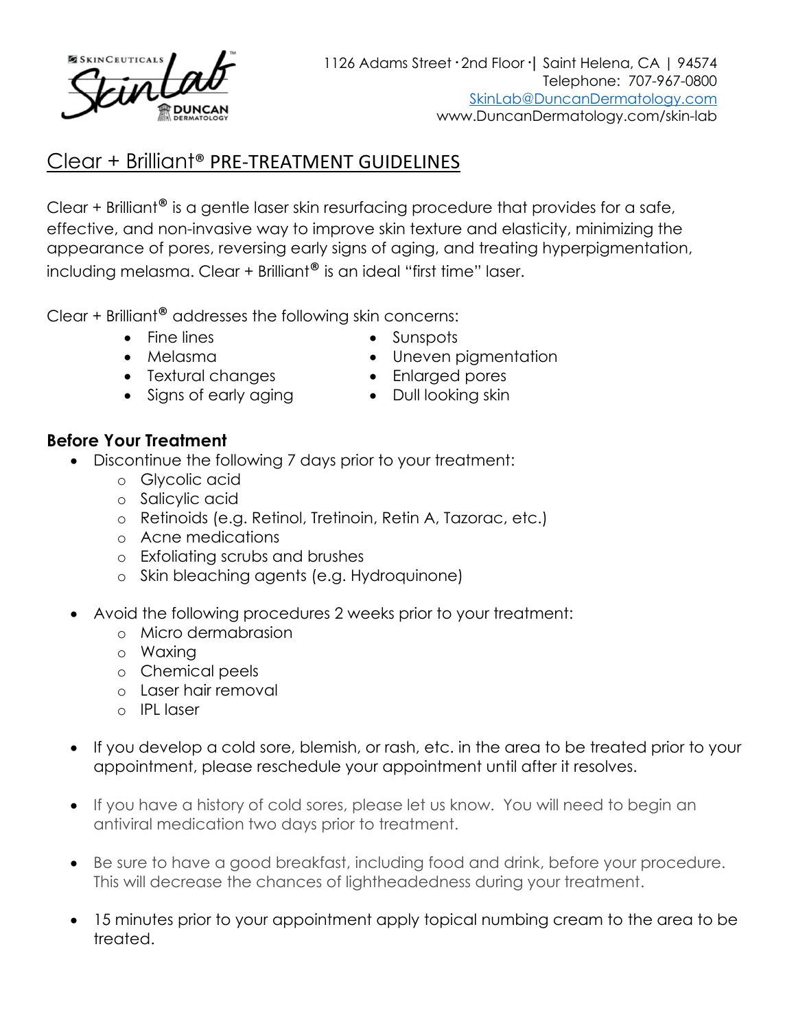1126 Adams Street · 2nd Floor · | Saint Helena, CA | 94574
Telephone: 707-967-0800
SkinLab@DuncanDermatology.com
www.DuncanDermatology.com/skin-lab

# Clear + Brilliant® PRE-TREATMENT GUIDELINES

Clear + Brilliant® is a gentle laser skin resurfacing procedure that provides for a safe, effective, and non-invasive way to improve skin texture and elasticity, minimizing the appearance of pores, reversing early signs of aging, and treating hyperpigmentation, including melasma. Clear + Brilliant® is an ideal "first time" laser.

Clear + Brilliant® addresses the following skin concerns:

- Fine lines
- Melasma
- Textural changes
- Signs of early aging
- Sunspots
- Uneven pigmentation
- Enlarged pores
- Dull looking skin

## Before Your Treatment

- Discontinue the following 7 days prior to your treatment:
  - Glycolic acid
  - Salicylic acid
  - Retinoids (e.g. Retinol, Tretinoin, Retin A, Tazorac, etc.)
  - Acne medications
  - Exfoliating scrubs and brushes
  - Skin bleaching agents (e.g. Hydroquinone)

- Avoid the following procedures 2 weeks prior to your treatment:
  - Micro dermabrasion
  - Waxing
  - Chemical peels
  - Laser hair removal
  - IPL laser

- If you develop a cold sore, blemish, or rash, etc. in the area to be treated prior to your appointment, please reschedule your appointment until after it resolves.

- If you have a history of cold sores, please let us know. You will need to begin an antiviral medication two days prior to treatment.

- Be sure to have a good breakfast, including food and drink, before your procedure. This will decrease the chances of lightheadedness during your treatment.

- 15 minutes prior to your appointment apply topical numbing cream to the area to be treated.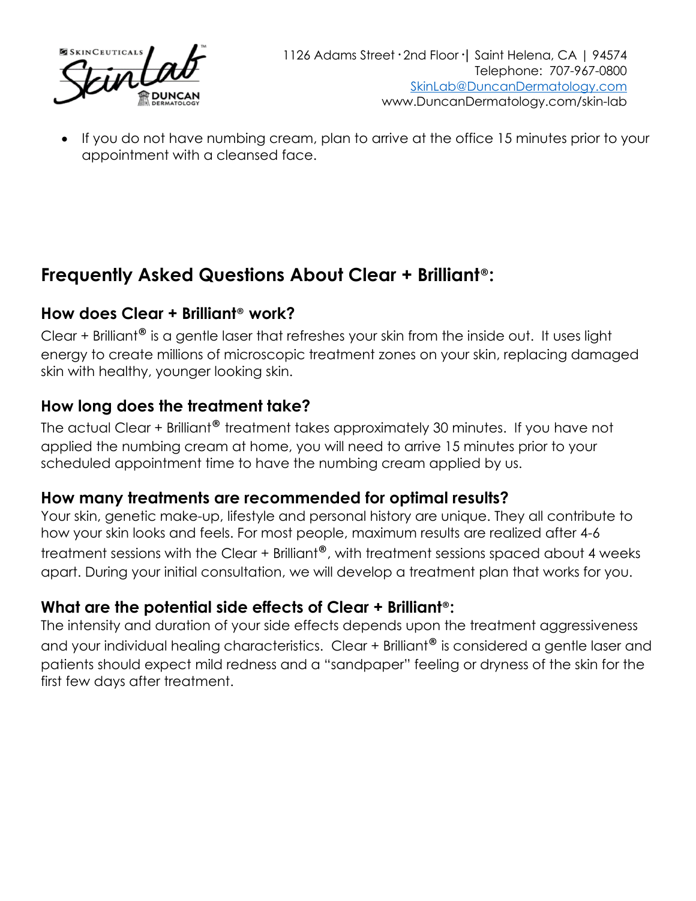- If you do not have numbing cream, plan to arrive at the office 15 minutes prior to your appointment with a cleansed face.

## Frequently Asked Questions About Clear + Brilliant®:

### How does Clear + Brilliant® work?

Clear + Brilliant® is a gentle laser that refreshes your skin from the inside out. It uses light energy to create millions of microscopic treatment zones on your skin, replacing damaged skin with healthy, younger looking skin.

### How long does the treatment take?

The actual Clear + Brilliant® treatment takes approximately 30 minutes. If you have not applied the numbing cream at home, you will need to arrive 15 minutes prior to your scheduled appointment time to have the numbing cream applied by us.

### How many treatments are recommended for optimal results?

Your skin, genetic make-up, lifestyle and personal history are unique. They all contribute to how your skin looks and feels. For most people, maximum results are realized after 4-6 treatment sessions with the Clear + Brilliant®, with treatment sessions spaced about 4 weeks apart. During your initial consultation, we will develop a treatment plan that works for you.

### What are the potential side effects of Clear + Brilliant®:

The intensity and duration of your side effects depends upon the treatment aggressiveness and your individual healing characteristics. Clear + Brilliant® is considered a gentle laser and patients should expect mild redness and a "sandpaper" feeling or dryness of the skin for the first few days after treatment.